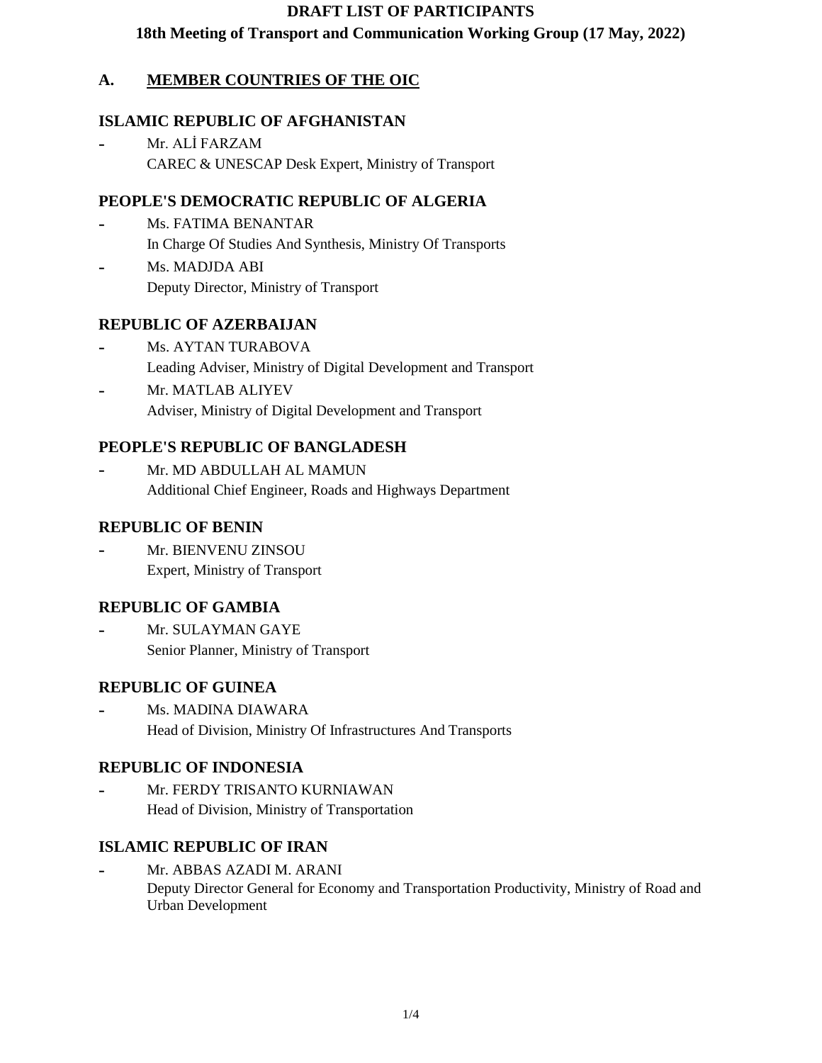**DRAFT LIST OF PARTICIPANTS**

**18th Meeting of Transport and Communication Working Group (17 May, 2022)**

## A. MEMBER COUNTRIES OF THE OIC

### ISLAMIC REPUBLIC OF AFGHANISTAN

- Mr. ALİ FARZAM
  CAREC & UNESCAP Desk Expert, Ministry of Transport

### PEOPLE'S DEMOCRATIC REPUBLIC OF ALGERIA

- Ms. FATIMA BENANTAR
  In Charge Of Studies And Synthesis, Ministry Of Transports
- Ms. MADJDA ABI
  Deputy Director, Ministry of Transport

### REPUBLIC OF AZERBAIJAN

- Ms. AYTAN TURABOVA
  Leading Adviser, Ministry of Digital Development and Transport
- Mr. MATLAB ALIYEV
  Adviser, Ministry of Digital Development and Transport

### PEOPLE'S REPUBLIC OF BANGLADESH

- Mr. MD ABDULLAH AL MAMUN
  Additional Chief Engineer, Roads and Highways Department

### REPUBLIC OF BENIN

- Mr. BIENVENU ZINSOU
  Expert, Ministry of Transport

### REPUBLIC OF GAMBIA

- Mr. SULAYMAN GAYE
  Senior Planner, Ministry of Transport

### REPUBLIC OF GUINEA

- Ms. MADINA DIAWARA
  Head of Division, Ministry Of Infrastructures And Transports

### REPUBLIC OF INDONESIA

- Mr. FERDY TRISANTO KURNIAWAN
  Head of Division, Ministry of Transportation

### ISLAMIC REPUBLIC OF IRAN

- Mr. ABBAS AZADI M. ARANI
  Deputy Director General for Economy and Transportation Productivity, Ministry of Road and Urban Development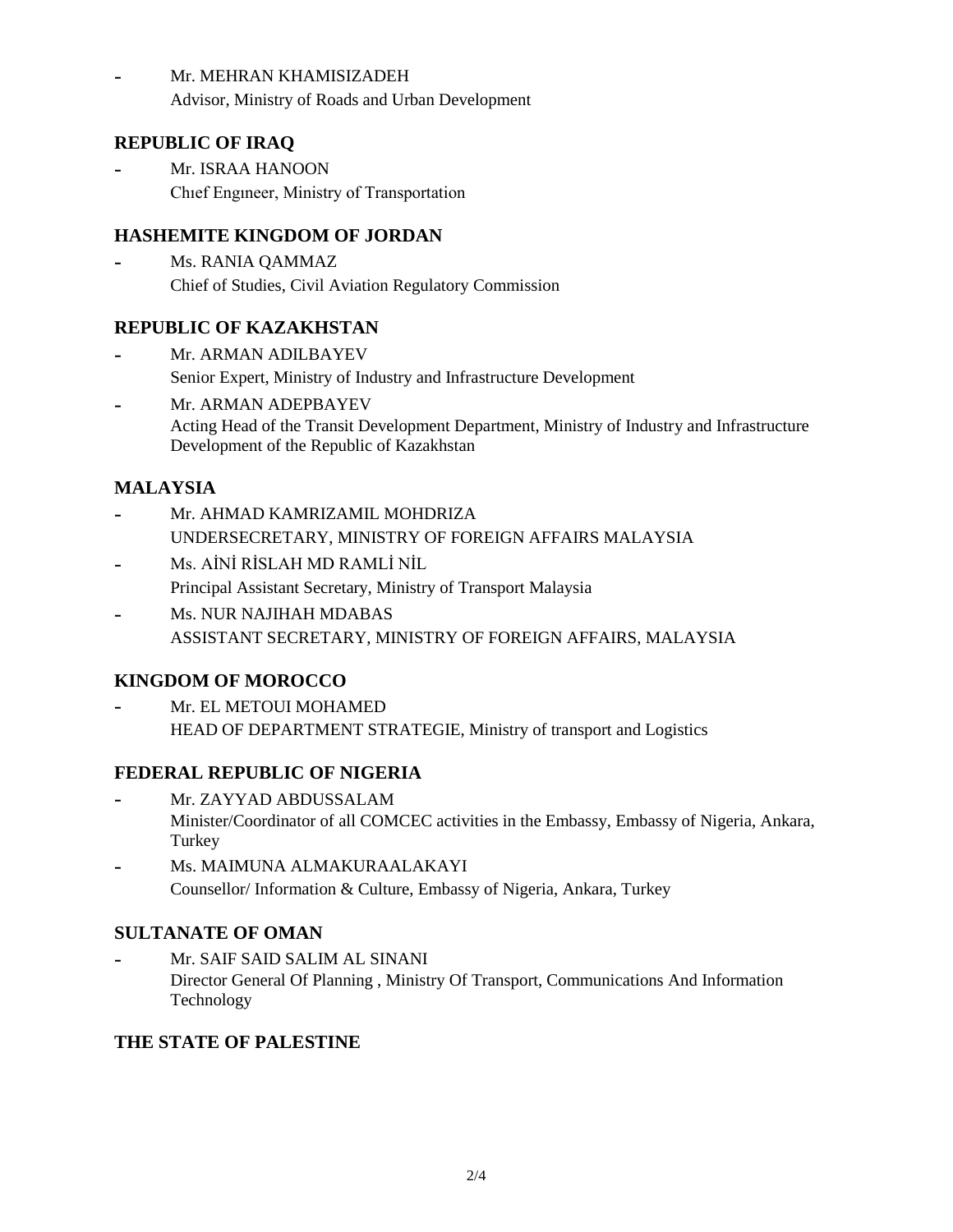- Mr. MEHRAN KHAMISIZADEH
  Advisor, Ministry of Roads and Urban Development

### REPUBLIC OF IRAQ

- Mr. ISRAA HANOON
  Chıef Engıneer, Ministry of Transportation

### HASHEMITE KINGDOM OF JORDAN

- Ms. RANIA QAMMAZ
  Chief of Studies, Civil Aviation Regulatory Commission

### REPUBLIC OF KAZAKHSTAN

- Mr. ARMAN ADILBAYEV
  Senior Expert, Ministry of Industry and Infrastructure Development
- Mr. ARMAN ADEPBAYEV
  Acting Head of the Transit Development Department, Ministry of Industry and Infrastructure Development of the Republic of Kazakhstan

### MALAYSIA

- Mr. AHMAD KAMRIZAMIL MOHDRIZA
  UNDERSECRETARY, MINISTRY OF FOREIGN AFFAIRS MALAYSIA
- Ms. AİNİ RİSLAH MD RAMLİ NİL
  Principal Assistant Secretary, Ministry of Transport Malaysia
- Ms. NUR NAJIHAH MDABAS
  ASSISTANT SECRETARY, MINISTRY OF FOREIGN AFFAIRS, MALAYSIA

### KINGDOM OF MOROCCO

- Mr. EL METOUI MOHAMED
  HEAD OF DEPARTMENT STRATEGIE, Ministry of transport and Logistics

### FEDERAL REPUBLIC OF NIGERIA

- Mr. ZAYYAD ABDUSSALAM
  Minister/Coordinator of all COMCEC activities in the Embassy, Embassy of Nigeria, Ankara, Turkey
- Ms. MAIMUNA ALMAKURAALAKAYI
  Counsellor/ Information & Culture, Embassy of Nigeria, Ankara, Turkey

### SULTANATE OF OMAN

- Mr. SAIF SAID SALIM AL SINANI
  Director General Of Planning , Ministry Of Transport, Communications And Information Technology

### THE STATE OF PALESTINE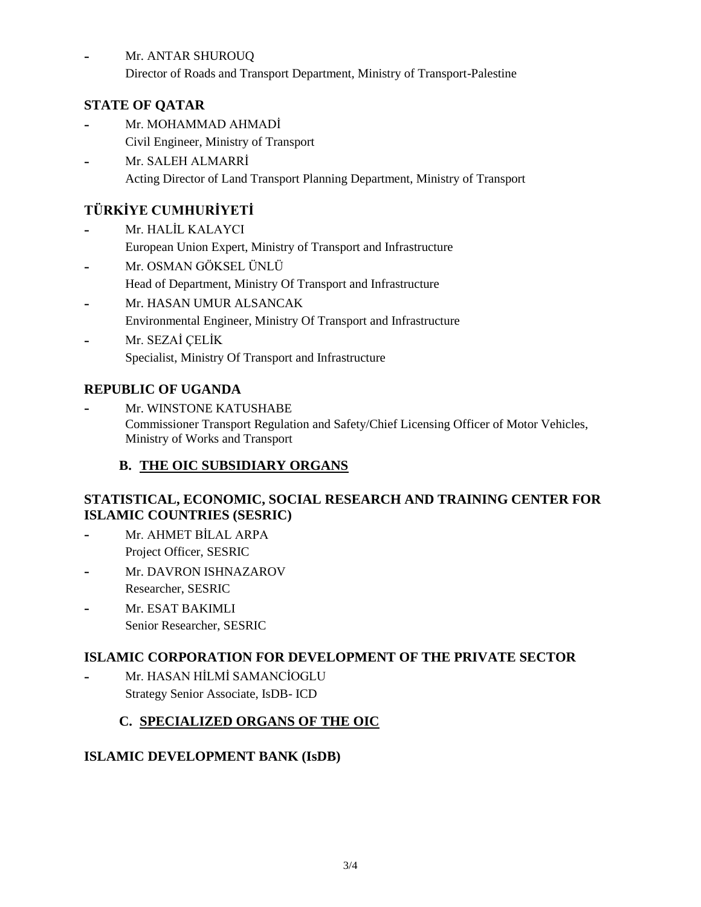- Mr. ANTAR SHUROUQ
  Director of Roads and Transport Department, Ministry of Transport-Palestine

### STATE OF QATAR

- Mr. MOHAMMAD AHMADİ
  Civil Engineer, Ministry of Transport
- Mr. SALEH ALMARRİ
  Acting Director of Land Transport Planning Department, Ministry of Transport

### TÜRKİYE CUMHURİYETİ

- Mr. HALİL KALAYCI
  European Union Expert, Ministry of Transport and Infrastructure
- Mr. OSMAN GÖKSEL ÜNLÜ
  Head of Department, Ministry Of Transport and Infrastructure
- Mr. HASAN UMUR ALSANCAK
  Environmental Engineer, Ministry Of Transport and Infrastructure
- Mr. SEZAİ ÇELİK
  Specialist, Ministry Of Transport and Infrastructure

### REPUBLIC OF UGANDA

- Mr. WINSTONE KATUSHABE
  Commissioner Transport Regulation and Safety/Chief Licensing Officer of Motor Vehicles, Ministry of Works and Transport

## B. THE OIC SUBSIDIARY ORGANS

### STATISTICAL, ECONOMIC, SOCIAL RESEARCH AND TRAINING CENTER FOR ISLAMIC COUNTRIES (SESRIC)

- Mr. AHMET BİLAL ARPA
  Project Officer, SESRIC
- Mr. DAVRON ISHNAZAROV
  Researcher, SESRIC
- Mr. ESAT BAKIMLI
  Senior Researcher, SESRIC

### ISLAMIC CORPORATION FOR DEVELOPMENT OF THE PRIVATE SECTOR

- Mr. HASAN HİLMİ SAMANCİOGLU
  Strategy Senior Associate, IsDB- ICD

## C. SPECIALIZED ORGANS OF THE OIC

### ISLAMIC DEVELOPMENT BANK (IsDB)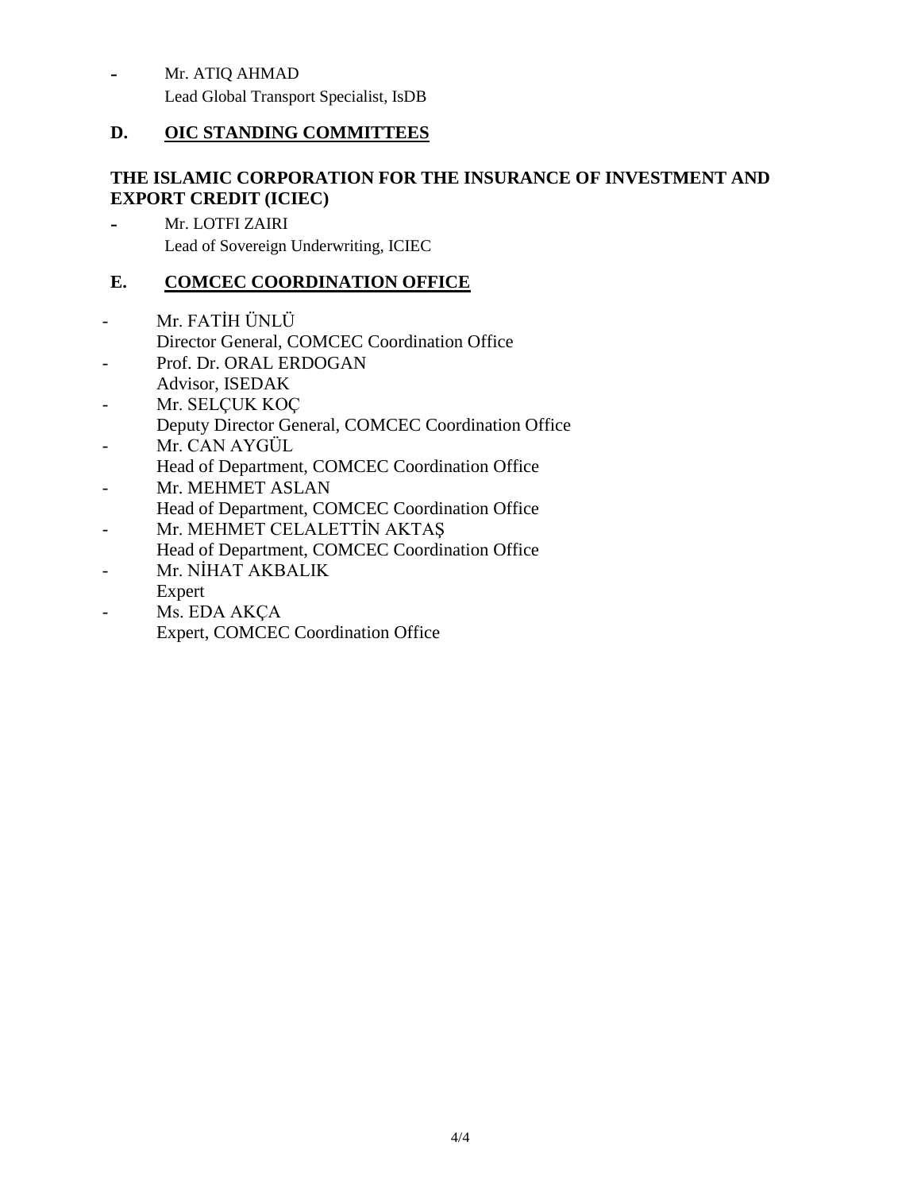- Mr. ATIQ AHMAD
  Lead Global Transport Specialist, IsDB

## D. OIC STANDING COMMITTEES

### THE ISLAMIC CORPORATION FOR THE INSURANCE OF INVESTMENT AND EXPORT CREDIT (ICIEC)

- Mr. LOTFI ZAIRI
  Lead of Sovereign Underwriting, ICIEC

## E. COMCEC COORDINATION OFFICE

- Mr. FATİH ÜNLÜ
  Director General, COMCEC Coordination Office
- Prof. Dr. ORAL ERDOGAN
  Advisor, ISEDAK
- Mr. SELÇUK KOÇ
  Deputy Director General, COMCEC Coordination Office
- Mr. CAN AYGÜL
  Head of Department, COMCEC Coordination Office
- Mr. MEHMET ASLAN
  Head of Department, COMCEC Coordination Office
- Mr. MEHMET CELALETTİN AKTAŞ
  Head of Department, COMCEC Coordination Office
- Mr. NİHAT AKBALIK
  Expert
- Ms. EDA AKÇA
  Expert, COMCEC Coordination Office